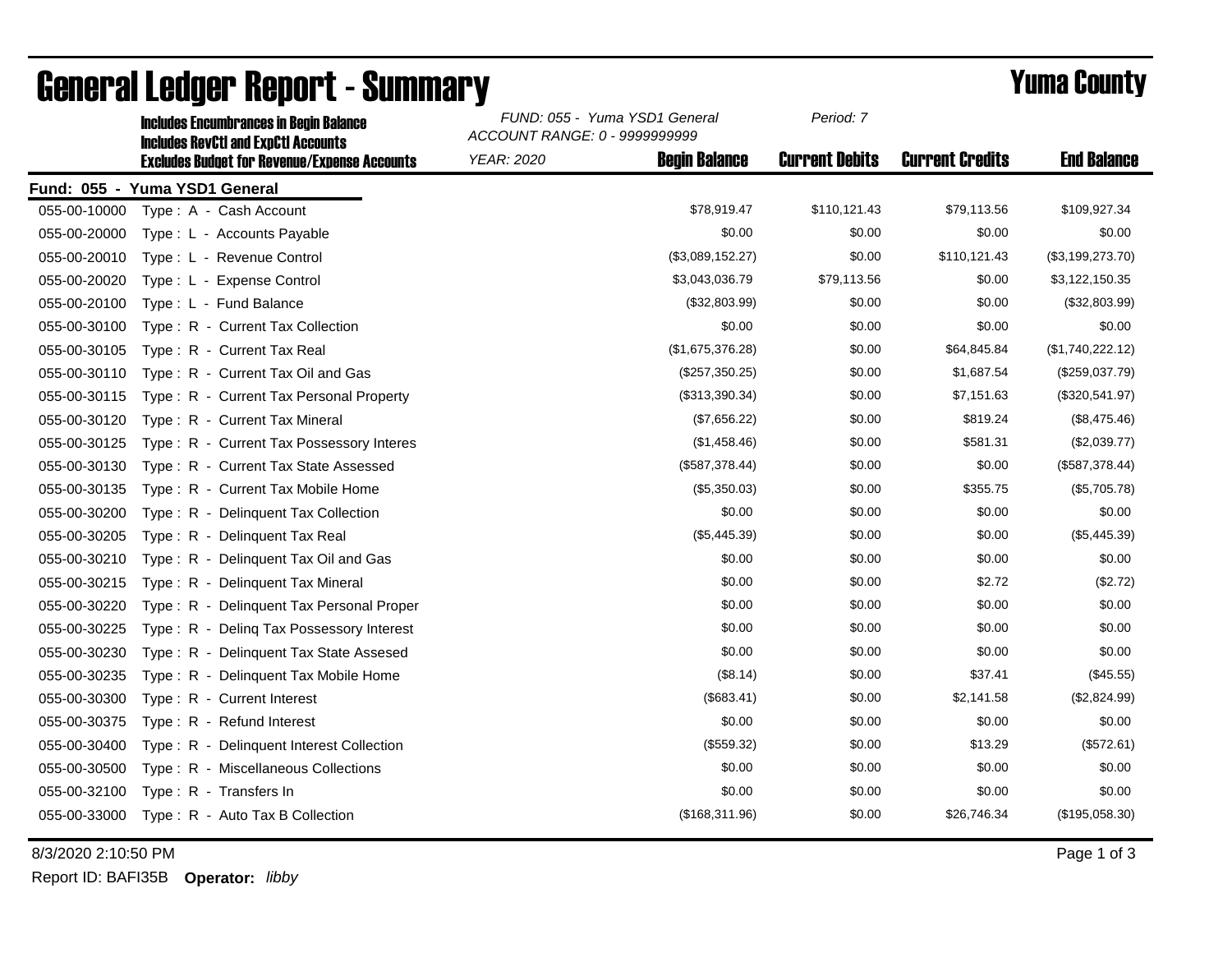# General Ledger Report - Summary

## Yuma County

**Includes Encumbrances in Begin Balance**
**Includes RevCtl and ExpCtl Accounts**
**Excludes Budget for Revenue/Expense Accounts**

*FUND: 055 - Yuma YSD1 General*
*ACCOUNT RANGE: 0 - 9999999999*
*YEAR: 2020*
*Period: 7*

**Fund: 055 - Yuma YSD1 General**

| Account | Description | Begin Balance | Current Debits | Current Credits | End Balance |
|---|---|---|---|---|---|
| 055-00-10000 | Type : A - Cash Account | $78,919.47 | $110,121.43 | $79,113.56 | $109,927.34 |
| 055-00-20000 | Type : L - Accounts Payable | $0.00 | $0.00 | $0.00 | $0.00 |
| 055-00-20010 | Type : L - Revenue Control | ($3,089,152.27) | $0.00 | $110,121.43 | ($3,199,273.70) |
| 055-00-20020 | Type : L - Expense Control | $3,043,036.79 | $79,113.56 | $0.00 | $3,122,150.35 |
| 055-00-20100 | Type : L - Fund Balance | ($32,803.99) | $0.00 | $0.00 | ($32,803.99) |
| 055-00-30100 | Type : R - Current Tax Collection | $0.00 | $0.00 | $0.00 | $0.00 |
| 055-00-30105 | Type : R - Current Tax Real | ($1,675,376.28) | $0.00 | $64,845.84 | ($1,740,222.12) |
| 055-00-30110 | Type : R - Current Tax Oil and Gas | ($257,350.25) | $0.00 | $1,687.54 | ($259,037.79) |
| 055-00-30115 | Type : R - Current Tax Personal Property | ($313,390.34) | $0.00 | $7,151.63 | ($320,541.97) |
| 055-00-30120 | Type : R - Current Tax Mineral | ($7,656.22) | $0.00 | $819.24 | ($8,475.46) |
| 055-00-30125 | Type : R - Current Tax Possessory Interes | ($1,458.46) | $0.00 | $581.31 | ($2,039.77) |
| 055-00-30130 | Type : R - Current Tax State Assessed | ($587,378.44) | $0.00 | $0.00 | ($587,378.44) |
| 055-00-30135 | Type : R - Current Tax Mobile Home | ($5,350.03) | $0.00 | $355.75 | ($5,705.78) |
| 055-00-30200 | Type : R - Delinquent Tax Collection | $0.00 | $0.00 | $0.00 | $0.00 |
| 055-00-30205 | Type : R - Delinquent Tax Real | ($5,445.39) | $0.00 | $0.00 | ($5,445.39) |
| 055-00-30210 | Type : R - Delinquent Tax Oil and Gas | $0.00 | $0.00 | $0.00 | $0.00 |
| 055-00-30215 | Type : R - Delinquent Tax Mineral | $0.00 | $0.00 | $2.72 | ($2.72) |
| 055-00-30220 | Type : R - Delinquent Tax Personal Proper | $0.00 | $0.00 | $0.00 | $0.00 |
| 055-00-30225 | Type : R - Delinq Tax Possessory Interest | $0.00 | $0.00 | $0.00 | $0.00 |
| 055-00-30230 | Type : R - Delinquent Tax State Assesed | $0.00 | $0.00 | $0.00 | $0.00 |
| 055-00-30235 | Type : R - Delinquent Tax Mobile Home | ($8.14) | $0.00 | $37.41 | ($45.55) |
| 055-00-30300 | Type : R - Current Interest | ($683.41) | $0.00 | $2,141.58 | ($2,824.99) |
| 055-00-30375 | Type : R - Refund Interest | $0.00 | $0.00 | $0.00 | $0.00 |
| 055-00-30400 | Type : R - Delinquent Interest Collection | ($559.32) | $0.00 | $13.29 | ($572.61) |
| 055-00-30500 | Type : R - Miscellaneous Collections | $0.00 | $0.00 | $0.00 | $0.00 |
| 055-00-32100 | Type : R - Transfers In | $0.00 | $0.00 | $0.00 | $0.00 |
| 055-00-33000 | Type : R - Auto Tax B Collection | ($168,311.96) | $0.00 | $26,746.34 | ($195,058.30) |

8/3/2020 2:10:50 PM

Report ID: BAFI35B **Operator:** *libby*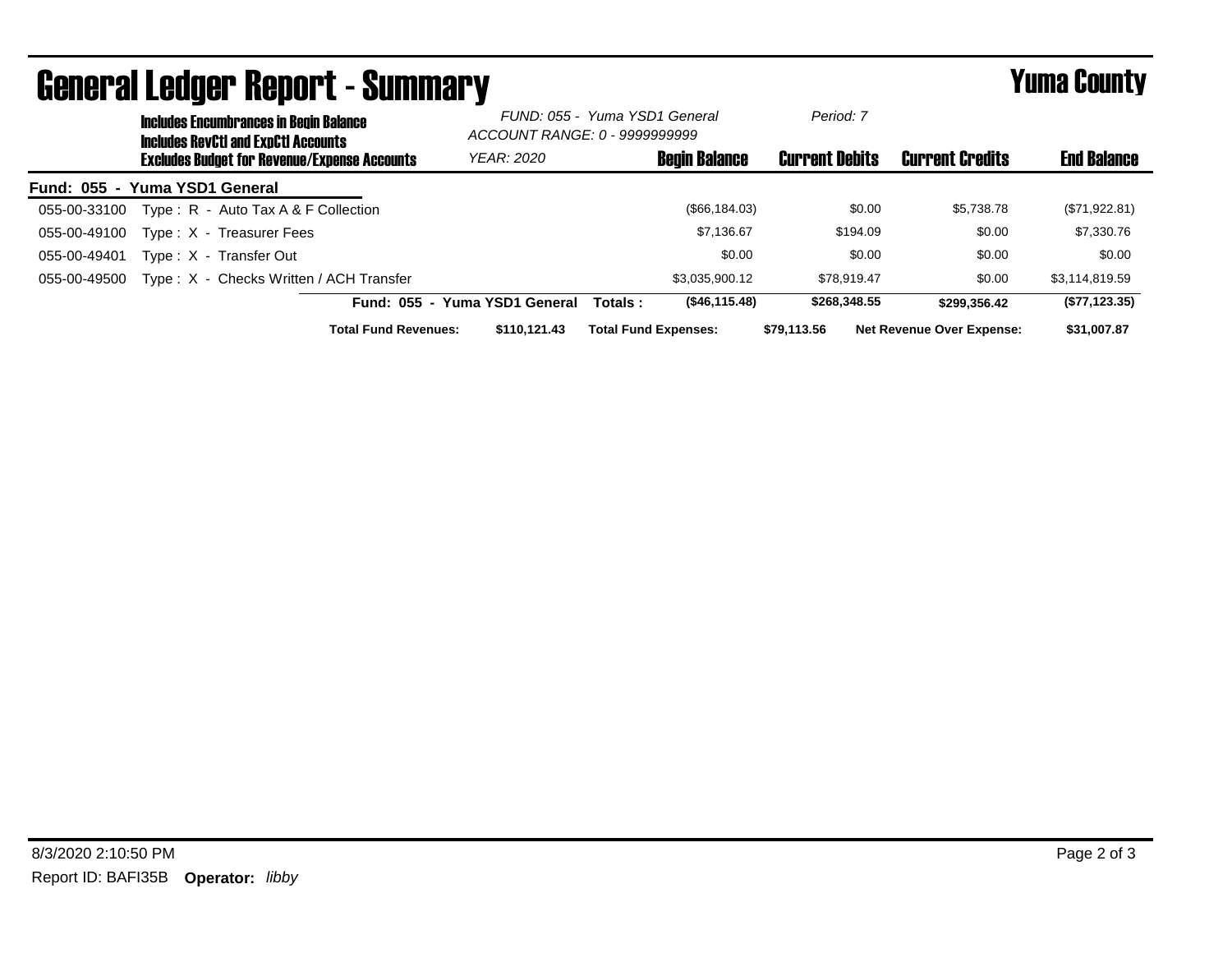# General Ledger Report - Summary

**Yuma County**

**Includes Encumbrances in Begin Balance**
**Includes RevCtl and ExpCtl Accounts**
**Excludes Budget for Revenue/Expense Accounts**

*FUND: 055 - Yuma YSD1 General*
*ACCOUNT RANGE: 0 - 9999999999*
*YEAR: 2020*
*Period: 7*

**Fund: 055 - Yuma YSD1 General**

| Account | Description | Begin Balance | Current Debits | Current Credits | End Balance |
|---|---|---|---|---|---|
| 055-00-33100 | Type : R - Auto Tax A & F Collection | ($66,184.03) | $0.00 | $5,738.78 | ($71,922.81) |
| 055-00-49100 | Type : X - Treasurer Fees | $7,136.67 | $194.09 | $0.00 | $7,330.76 |
| 055-00-49401 | Type : X - Transfer Out | $0.00 | $0.00 | $0.00 | $0.00 |
| 055-00-49500 | Type : X - Checks Written / ACH Transfer | $3,035,900.12 | $78,919.47 | $0.00 | $3,114,819.59 |
| | **Fund: 055 - Yuma YSD1 General Totals :** | **($46,115.48)** | **$268,348.55** | **$299,356.42** | **($77,123.35)** |

**Total Fund Revenues:** $110,121.43 **Total Fund Expenses:** $79,113.56 **Net Revenue Over Expense:** $31,007.87

8/3/2020 2:10:50 PM

Report ID: BAFI35B **Operator:** *libby*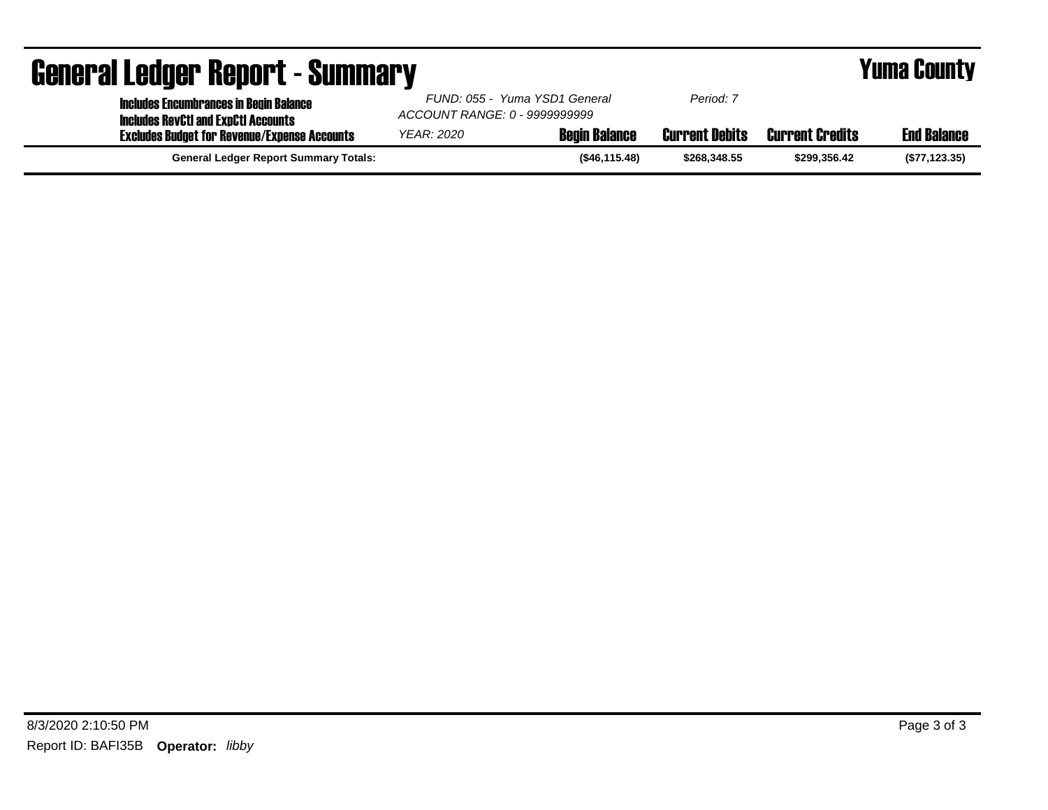# General Ledger Report - Summary

## Yuma County

**Includes Encumbrances in Begin Balance**
**Includes RevCtl and ExpCtl Accounts**
**Excludes Budget for Revenue/Expense Accounts**

*FUND: 055 - Yuma YSD1 General*
*ACCOUNT RANGE: 0 - 9999999999*
*YEAR: 2020*
*Period: 7*

| | Begin Balance | Current Debits | Current Credits | End Balance |
|---|---|---|---|---|
| **General Ledger Report Summary Totals:** | **($46,115.48)** | **$268,348.55** | **$299,356.42** | **($77,123.35)** |

8/3/2020 2:10:50 PM

Report ID: BAFI35B **Operator:** *libby*